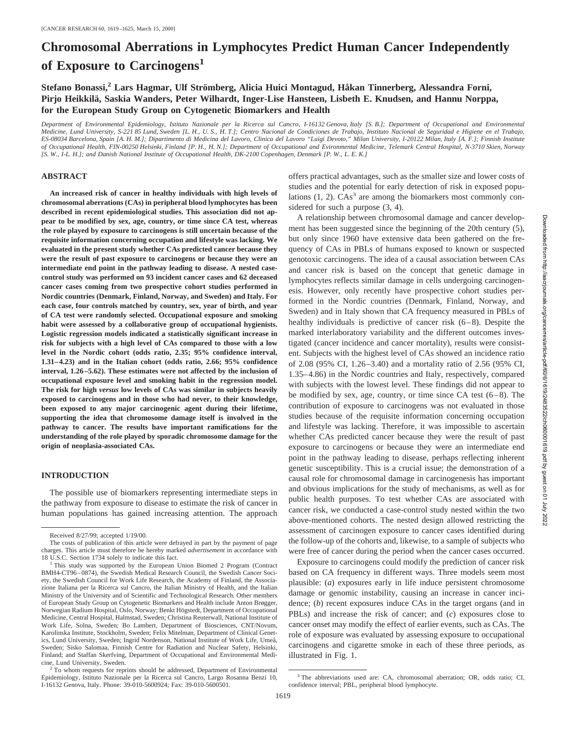# Chromosomal Aberrations in Lymphocytes Predict Human Cancer Independently of Exposure to Carcinogens[1]

**Stefano Bonassi,[2] Lars Hagmar, Ulf Strömberg, Alicia Huici Montagud, Håkan Tinnerberg, Alessandra Forni, Pirjo Heikkilä, Saskia Wanders, Peter Wilhardt, Inger-Lise Hansteen, Lisbeth E. Knudsen, and Hannu Norppa, for the European Study Group on Cytogenetic Biomarkers and Health**

*Department of Environmental Epidemiology, Istituto Nazionale per la Ricerca sul Cancro, I-16132 Genova, Italy [S. B.]; Department of Occupational and Environmental Medicine, Lund University, S-221 85 Lund, Sweden [L. H., U. S., H. T.]; Centro Nacional de Condiciones de Trabajo, Instituto Nacional de Seguridad e Higiene en el Trabajo, ES-08034 Barcelona, Spain [A. H. M.]; Dipartimento di Medicina del Lavoro, Clinica del Lavoro "Luigi Devoto," Milan University, I-20122 Milan, Italy [A. F.]; Finnish Institute of Occupational Health, FIN-00250 Helsinki, Finland [P. H., H. N.]; Department of Occupational and Environmental Medicine, Telemark Central Hospital, N-3710 Skien, Norway [S. W., I-L. H.]; and Danish National Institute of Occupational Health, DK-2100 Copenhagen, Denmark [P. W., L. E. K.]*

## ABSTRACT

**An increased risk of cancer in healthy individuals with high levels of chromosomal aberrations (CAs) in peripheral blood lymphocytes has been described in recent epidemiological studies. This association did not appear to be modified by sex, age, country, or time since CA test, whereas the role played by exposure to carcinogens is still uncertain because of the requisite information concerning occupation and lifestyle was lacking. We evaluated in the present study whether CAs predicted cancer because they were the result of past exposure to carcinogens or because they were an intermediate end point in the pathway leading to disease. A nested case-control study was performed on 93 incident cancer cases and 62 deceased cancer cases coming from two prospective cohort studies performed in Nordic countries (Denmark, Finland, Norway, and Sweden) and Italy. For each case, four controls matched by country, sex, year of birth, and year of CA test were randomly selected. Occupational exposure and smoking habit were assessed by a collaborative group of occupational hygienists. Logistic regression models indicated a statistically significant increase in risk for subjects with a high level of CAs compared to those with a low level in the Nordic cohort (odds ratio, 2.35; 95% confidence interval, 1.31–4.23) and in the Italian cohort (odds ratio, 2.66; 95% confidence interval, 1.26–5.62). These estimates were not affected by the inclusion of occupational exposure level and smoking habit in the regression model. The risk for high *versus* low levels of CAs was similar in subjects heavily exposed to carcinogens and in those who had never, to their knowledge, been exposed to any major carcinogenic agent during their lifetime, supporting the idea that chromosome damage itself is involved in the pathway to cancer. The results have important ramifications for the understanding of the role played by sporadic chromosome damage for the origin of neoplasia-associated CAs.**

## INTRODUCTION

The possible use of biomarkers representing intermediate steps in the pathway from exposure to disease to estimate the risk of cancer in human populations has gained increasing attention. The approach offers practical advantages, such as the smaller size and lower costs of studies and the potential for early detection of risk in exposed populations (1, 2). CAs[3] are among the biomarkers most commonly considered for such a purpose (3, 4).

A relationship between chromosomal damage and cancer development has been suggested since the beginning of the 20th century (5), but only since 1960 have extensive data been gathered on the frequency of CAs in PBLs of humans exposed to known or suspected genotoxic carcinogens. The idea of a causal association between CAs and cancer risk is based on the concept that genetic damage in lymphocytes reflects similar damage in cells undergoing carcinogenesis. However, only recently have prospective cohort studies performed in the Nordic countries (Denmark, Finland, Norway, and Sweden) and in Italy shown that CA frequency measured in PBLs of healthy individuals is predictive of cancer risk (6–8). Despite the marked interlaboratory variability and the different outcomes investigated (cancer incidence and cancer mortality), results were consistent. Subjects with the highest level of CAs showed an incidence ratio of 2.08 (95% CI, 1.26–3.40) and a mortality ratio of 2.56 (95% CI, 1.35–4.86) in the Nordic countries and Italy, respectively, compared with subjects with the lowest level. These findings did not appear to be modified by sex, age, country, or time since CA test (6–8). The contribution of exposure to carcinogens was not evaluated in those studies because of the requisite information concerning occupation and lifestyle was lacking. Therefore, it was impossible to ascertain whether CAs predicted cancer because they were the result of past exposure to carcinogens or because they were an intermediate end point in the pathway leading to disease, perhaps reflecting inherent genetic susceptibility. This is a crucial issue; the demonstration of a causal role for chromosomal damage in carcinogenesis has important and obvious implications for the study of mechanisms, as well as for public health purposes. To test whether CAs are associated with cancer risk, we conducted a case-control study nested within the two above-mentioned cohorts. The nested design allowed restricting the assessment of carcinogen exposure to cancer cases identified during the follow-up of the cohorts and, likewise, to a sample of subjects who were free of cancer during the period when the cancer cases occurred.

Exposure to carcinogens could modify the prediction of cancer risk based on CA frequency in different ways. Three models seem most plausible: (*a*) exposures early in life induce persistent chromosome damage or genomic instability, causing an increase in cancer incidence; (*b*) recent exposures induce CAs in the target organs (and in PBLs) and increase the risk of cancer; and (*c*) exposures close to cancer onset may modify the effect of earlier events, such as CAs. The role of exposure was evaluated by assessing exposure to occupational carcinogens and cigarette smoke in each of these three periods, as illustrated in Fig. 1.

---

Received 8/27/99; accepted 1/19/00.

The costs of publication of this article were defrayed in part by the payment of page charges. This article must therefore be hereby marked *advertisement* in accordance with 18 U.S.C. Section 1734 solely to indicate this fact.

[1] This study was supported by the European Union Biomed 2 Program (Contract BMH4-CT96–0874), the Swedish Medical Research Council, the Swedish Cancer Society, the Swedish Council for Work Life Research, the Academy of Finland, the Associazione Italiana per la Ricerca sul Cancro, the Italian Ministry of Health, and the Italian Ministry of the University and of Scientific and Technological Research. Other members of European Study Group on Cytogenetic Biomarkers and Health include Anton Brøgger, Norwegian Radium Hospital, Oslo, Norway; Benkt Högstedt, Department of Occupational Medicine, Central Hospital, Halmstad, Sweden; Christina Reuterwall, National Institute of Work Life, Solna, Sweden; Bo Lambert, Department of Biosciences, CNT/Novum, Karolinska Institute, Stockholm, Sweden; Felix Mitelman, Department of Clinical Genetics, Lund University, Sweden; Ingrid Nordenson, National Institute of Work Life, Umeå, Sweden; Sisko Salomaa, Finnish Centre for Radiation and Nuclear Safety, Helsinki, Finland; and Staffan Skerfving, Department of Occupational and Environmental Medicine, Lund University, Sweden.

[2] To whom requests for reprints should be addressed, Department of Environmental Epidemiology, Istituto Nazionale per la Ricerca sul Cancro, Largo Rosanna Benzi 10, I-16132 Genova, Italy. Phone: 39-010-5600924; Fax: 39-010-5600501.

[3] The abbreviations used are: CA, chromosomal aberration; OR, odds ratio; CI, confidence interval; PBL, peripheral blood lymphocyte.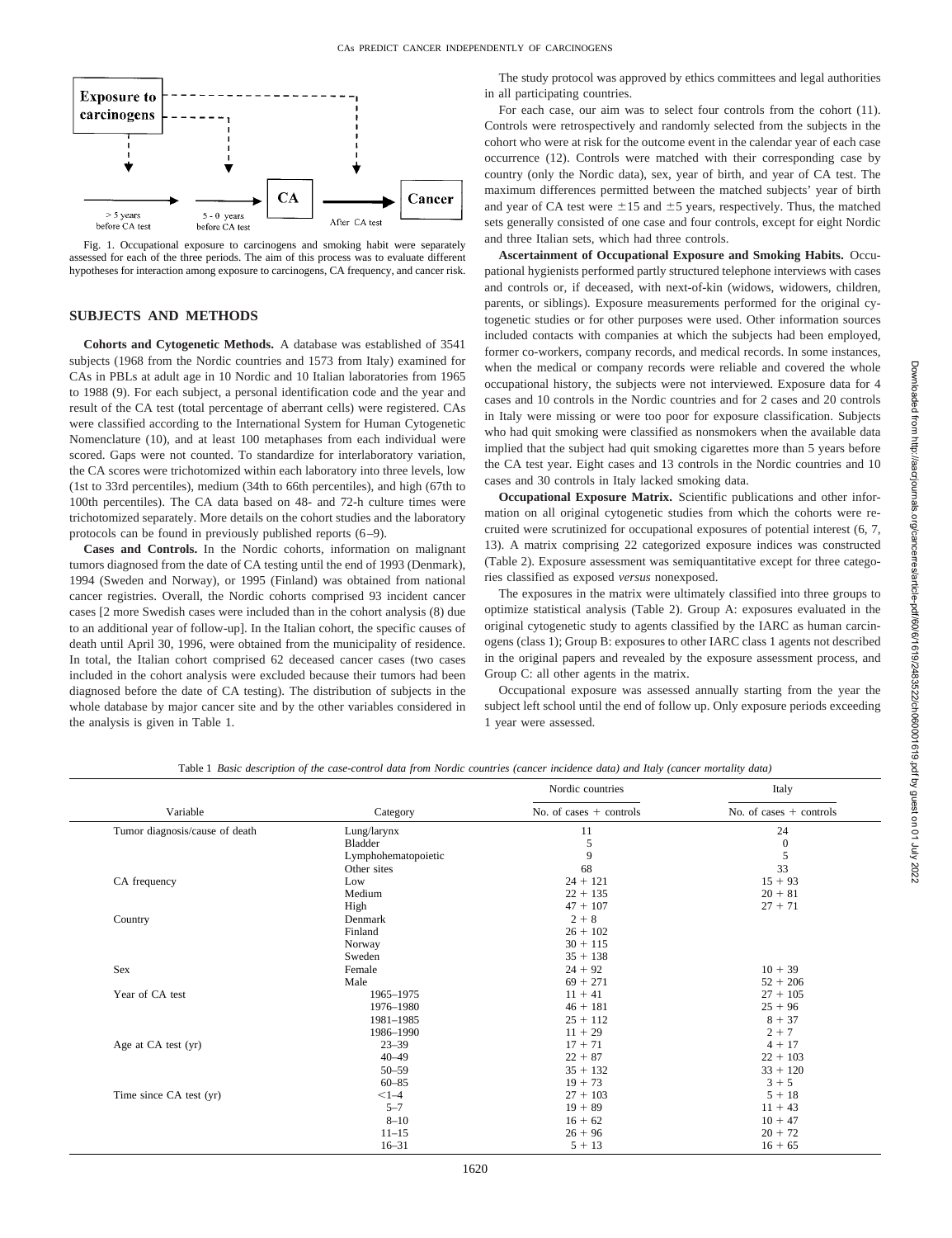Fig. 1. Occupational exposure to carcinogens and smoking habit were separately assessed for each of the three periods. The aim of this process was to evaluate different hypotheses for interaction among exposure to carcinogens, CA frequency, and cancer risk.

## SUBJECTS AND METHODS

**Cohorts and Cytogenetic Methods.** A database was established of 3541 subjects (1968 from the Nordic countries and 1573 from Italy) examined for CAs in PBLs at adult age in 10 Nordic and 10 Italian laboratories from 1965 to 1988 (9). For each subject, a personal identification code and the year and result of the CA test (total percentage of aberrant cells) were registered. CAs were classified according to the International System for Human Cytogenetic Nomenclature (10), and at least 100 metaphases from each individual were scored. Gaps were not counted. To standardize for interlaboratory variation, the CA scores were trichotomized within each laboratory into three levels, low (1st to 33rd percentiles), medium (34th to 66th percentiles), and high (67th to 100th percentiles). The CA data based on 48- and 72-h culture times were trichotomized separately. More details on the cohort studies and the laboratory protocols can be found in previously published reports (6–9).

**Cases and Controls.** In the Nordic cohorts, information on malignant tumors diagnosed from the date of CA testing until the end of 1993 (Denmark), 1994 (Sweden and Norway), or 1995 (Finland) was obtained from national cancer registries. Overall, the Nordic cohorts comprised 93 incident cancer cases [2 more Swedish cases were included than in the cohort analysis (8) due to an additional year of follow-up]. In the Italian cohort, the specific causes of death until April 30, 1996, were obtained from the municipality of residence. In total, the Italian cohort comprised 62 deceased cancer cases (two cases included in the cohort analysis were excluded because their tumors had been diagnosed before the date of CA testing). The distribution of subjects in the whole database by major cancer site and by the other variables considered in the analysis is given in Table 1.

The study protocol was approved by ethics committees and legal authorities in all participating countries.

For each case, our aim was to select four controls from the cohort (11). Controls were retrospectively and randomly selected from the subjects in the cohort who were at risk for the outcome event in the calendar year of each case occurrence (12). Controls were matched with their corresponding case by country (only the Nordic data), sex, year of birth, and year of CA test. The maximum differences permitted between the matched subjects' year of birth and year of CA test were ±15 and ±5 years, respectively. Thus, the matched sets generally consisted of one case and four controls, except for eight Nordic and three Italian sets, which had three controls.

**Ascertainment of Occupational Exposure and Smoking Habits.** Occupational hygienists performed partly structured telephone interviews with cases and controls or, if deceased, with next-of-kin (widows, widowers, children, parents, or siblings). Exposure measurements performed for the original cytogenetic studies or for other purposes were used. Other information sources included contacts with companies at which the subjects had been employed, former co-workers, company records, and medical records. In some instances, when the medical or company records were reliable and covered the whole occupational history, the subjects were not interviewed. Exposure data for 4 cases and 10 controls in the Nordic countries and for 2 cases and 20 controls in Italy were missing or were too poor for exposure classification. Subjects who had quit smoking were classified as nonsmokers when the available data implied that the subject had quit smoking cigarettes more than 5 years before the CA test year. Eight cases and 13 controls in the Nordic countries and 10 cases and 30 controls in Italy lacked smoking data.

**Occupational Exposure Matrix.** Scientific publications and other information on all original cytogenetic studies from which the cohorts were recruited were scrutinized for occupational exposures of potential interest (6, 7, 13). A matrix comprising 22 categorized exposure indices was constructed (Table 2). Exposure assessment was semiquantitative except for three categories classified as exposed *versus* nonexposed.

The exposures in the matrix were ultimately classified into three groups to optimize statistical analysis (Table 2). Group A: exposures evaluated in the original cytogenetic study to agents classified by the IARC as human carcinogens (class 1); Group B: exposures to other IARC class 1 agents not described in the original papers and revealed by the exposure assessment process, and Group C: all other agents in the matrix.

Occupational exposure was assessed annually starting from the year the subject left school until the end of follow up. Only exposure periods exceeding 1 year were assessed.

Table 1 *Basic description of the case-control data from Nordic countries (cancer incidence data) and Italy (cancer mortality data)*

| Variable | Category | Nordic countries: No. of cases + controls | Italy: No. of cases + controls |
|---|---|---|---|
| Tumor diagnosis/cause of death | Lung/larynx | 11 | 24 |
| | Bladder | 5 | 0 |
| | Lymphohematopoietic | 9 | 5 |
| | Other sites | 68 | 33 |
| CA frequency | Low | 24 + 121 | 15 + 93 |
| | Medium | 22 + 135 | 20 + 81 |
| | High | 47 + 107 | 27 + 71 |
| Country | Denmark | 2 + 8 | |
| | Finland | 26 + 102 | |
| | Norway | 30 + 115 | |
| | Sweden | 35 + 138 | |
| Sex | Female | 24 + 92 | 10 + 39 |
| | Male | 69 + 271 | 52 + 206 |
| Year of CA test | 1965–1975 | 11 + 41 | 27 + 105 |
| | 1976–1980 | 46 + 181 | 25 + 96 |
| | 1981–1985 | 25 + 112 | 8 + 37 |
| | 1986–1990 | 11 + 29 | 2 + 7 |
| Age at CA test (yr) | 23–39 | 17 + 71 | 4 + 17 |
| | 40–49 | 22 + 87 | 22 + 103 |
| | 50–59 | 35 + 132 | 33 + 120 |
| | 60–85 | 19 + 73 | 3 + 5 |
| Time since CA test (yr) | <1–4 | 27 + 103 | 5 + 18 |
| | 5–7 | 19 + 89 | 11 + 43 |
| | 8–10 | 16 + 62 | 10 + 47 |
| | 11–15 | 26 + 96 | 20 + 72 |
| | 16–31 | 5 + 13 | 16 + 65 |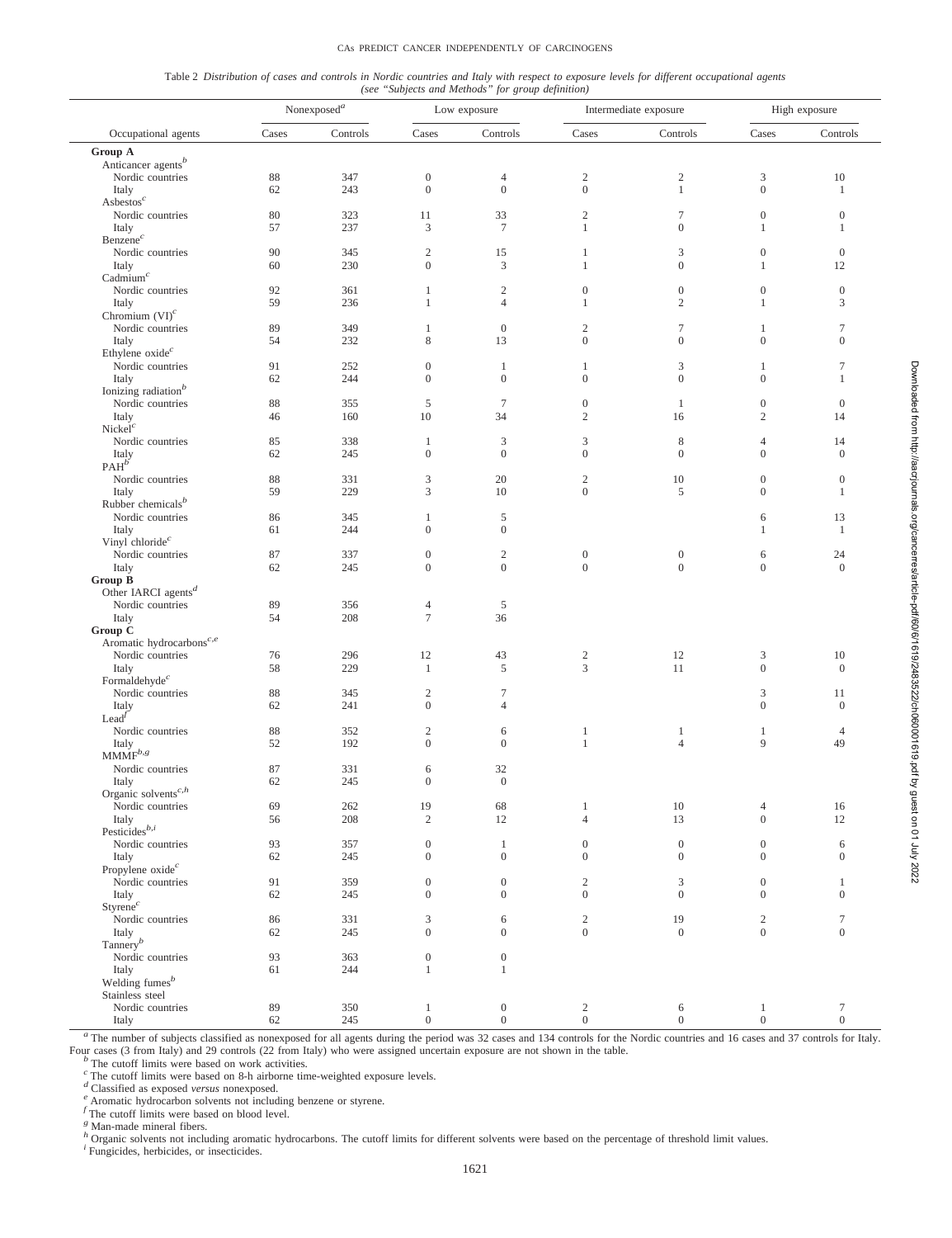Table 2 *Distribution of cases and controls in Nordic countries and Italy with respect to exposure levels for different occupational agents (see "Subjects and Methods" for group definition)*

| Occupational agents | Nonexposed[a] | | Low exposure | | Intermediate exposure | | High exposure | |
|---|---|---|---|---|---|---|---|---|
| | Cases | Controls | Cases | Controls | Cases | Controls | Cases | Controls |
| **Group A** | | | | | | | | |
| Anticancer agents[b] | | | | | | | | |
| Nordic countries | 88 | 347 | 0 | 4 | 2 | 2 | 3 | 10 |
| Italy | 62 | 243 | 0 | 0 | 0 | 1 | 0 | 1 |
| Asbestos[c] | | | | | | | | |
| Nordic countries | 80 | 323 | 11 | 33 | 2 | 7 | 0 | 0 |
| Italy | 57 | 237 | 3 | 7 | 1 | 0 | 1 | 1 |
| Benzene[c] | | | | | | | | |
| Nordic countries | 90 | 345 | 2 | 15 | 1 | 3 | 0 | 0 |
| Italy | 60 | 230 | 0 | 3 | 1 | 0 | 1 | 12 |
| Cadmium[c] | | | | | | | | |
| Nordic countries | 92 | 361 | 1 | 2 | 0 | 0 | 0 | 0 |
| Italy | 59 | 236 | 1 | 4 | 1 | 2 | 1 | 3 |
| Chromium (VI)[c] | | | | | | | | |
| Nordic countries | 89 | 349 | 1 | 0 | 2 | 7 | 1 | 7 |
| Italy | 54 | 232 | 8 | 13 | 0 | 0 | 0 | 0 |
| Ethylene oxide[c] | | | | | | | | |
| Nordic countries | 91 | 252 | 0 | 1 | 1 | 3 | 1 | 7 |
| Italy | 62 | 244 | 0 | 0 | 0 | 0 | 0 | 1 |
| Ionizing radiation[b] | | | | | | | | |
| Nordic countries | 88 | 355 | 5 | 7 | 0 | 1 | 0 | 0 |
| Italy | 46 | 160 | 10 | 34 | 2 | 16 | 2 | 14 |
| Nickel[c] | | | | | | | | |
| Nordic countries | 85 | 338 | 1 | 3 | 3 | 8 | 4 | 14 |
| Italy | 62 | 245 | 0 | 0 | 0 | 0 | 0 | 0 |
| PAH[b] | | | | | | | | |
| Nordic countries | 88 | 331 | 3 | 20 | 2 | 10 | 0 | 0 |
| Italy | 59 | 229 | 3 | 10 | 0 | 5 | 0 | 1 |
| Rubber chemicals[b] | | | | | | | | |
| Nordic countries | 86 | 345 | 1 | 5 | | | 6 | 13 |
| Italy | 61 | 244 | 0 | 0 | | | 1 | 1 |
| Vinyl chloride[c] | | | | | | | | |
| Nordic countries | 87 | 337 | 0 | 2 | 0 | 0 | 6 | 24 |
| Italy | 62 | 245 | 0 | 0 | 0 | 0 | 0 | 0 |
| **Group B** | | | | | | | | |
| Other IARCI agents[d] | | | | | | | | |
| Nordic countries | 89 | 356 | 4 | 5 | | | | |
| Italy | 54 | 208 | 7 | 36 | | | | |
| **Group C** | | | | | | | | |
| Aromatic hydrocarbons[c,e] | | | | | | | | |
| Nordic countries | 76 | 296 | 12 | 43 | 2 | 12 | 3 | 10 |
| Italy | 58 | 229 | 1 | 5 | 3 | 11 | 0 | 0 |
| Formaldehyde[c] | | | | | | | | |
| Nordic countries | 88 | 345 | 2 | 7 | | | 3 | 11 |
| Italy | 62 | 241 | 0 | 4 | | | 0 | 0 |
| Lead[f] | | | | | | | | |
| Nordic countries | 88 | 352 | 2 | 6 | 1 | 1 | 1 | 4 |
| Italy | 52 | 192 | 0 | 0 | 1 | 4 | 9 | 49 |
| MMMF[b,g] | | | | | | | | |
| Nordic countries | 87 | 331 | 6 | 32 | | | | |
| Italy | 62 | 245 | 0 | 0 | | | | |
| Organic solvents[c,h] | | | | | | | | |
| Nordic countries | 69 | 262 | 19 | 68 | 1 | 10 | 4 | 16 |
| Italy | 56 | 208 | 2 | 12 | 4 | 13 | 0 | 12 |
| Pesticides[b,i] | | | | | | | | |
| Nordic countries | 93 | 357 | 0 | 1 | 0 | 0 | 0 | 6 |
| Italy | 62 | 245 | 0 | 0 | 0 | 0 | 0 | 0 |
| Propylene oxide[c] | | | | | | | | |
| Nordic countries | 91 | 359 | 0 | 0 | 2 | 3 | 0 | 1 |
| Italy | 62 | 245 | 0 | 0 | 0 | 0 | 0 | 0 |
| Styrene[c] | | | | | | | | |
| Nordic countries | 86 | 331 | 3 | 6 | 2 | 19 | 2 | 7 |
| Italy | 62 | 245 | 0 | 0 | 0 | 0 | 0 | 0 |
| Tannery[b] | | | | | | | | |
| Nordic countries | 93 | 363 | 0 | 0 | | | | |
| Italy | 61 | 244 | 1 | 1 | | | | |
| Welding fumes[b] | | | | | | | | |
| Stainless steel | | | | | | | | |
| Nordic countries | 89 | 350 | 1 | 0 | 2 | 6 | 1 | 7 |
| Italy | 62 | 245 | 0 | 0 | 0 | 0 | 0 | 0 |

[a] The number of subjects classified as nonexposed for all agents during the period was 32 cases and 134 controls for the Nordic countries and 16 cases and 37 controls for Italy. Four cases (3 from Italy) and 29 controls (22 from Italy) who were assigned uncertain exposure are not shown in the table.
[b] The cutoff limits were based on work activities.
[c] The cutoff limits were based on 8-h airborne time-weighted exposure levels.
[d] Classified as exposed *versus* nonexposed.
[e] Aromatic hydrocarbon solvents not including benzene or styrene.
[f] The cutoff limits were based on blood level.
[g] Man-made mineral fibers.
[h] Organic solvents not including aromatic hydrocarbons. The cutoff limits for different solvents were based on the percentage of threshold limit values.
[i] Fungicides, herbicides, or insecticides.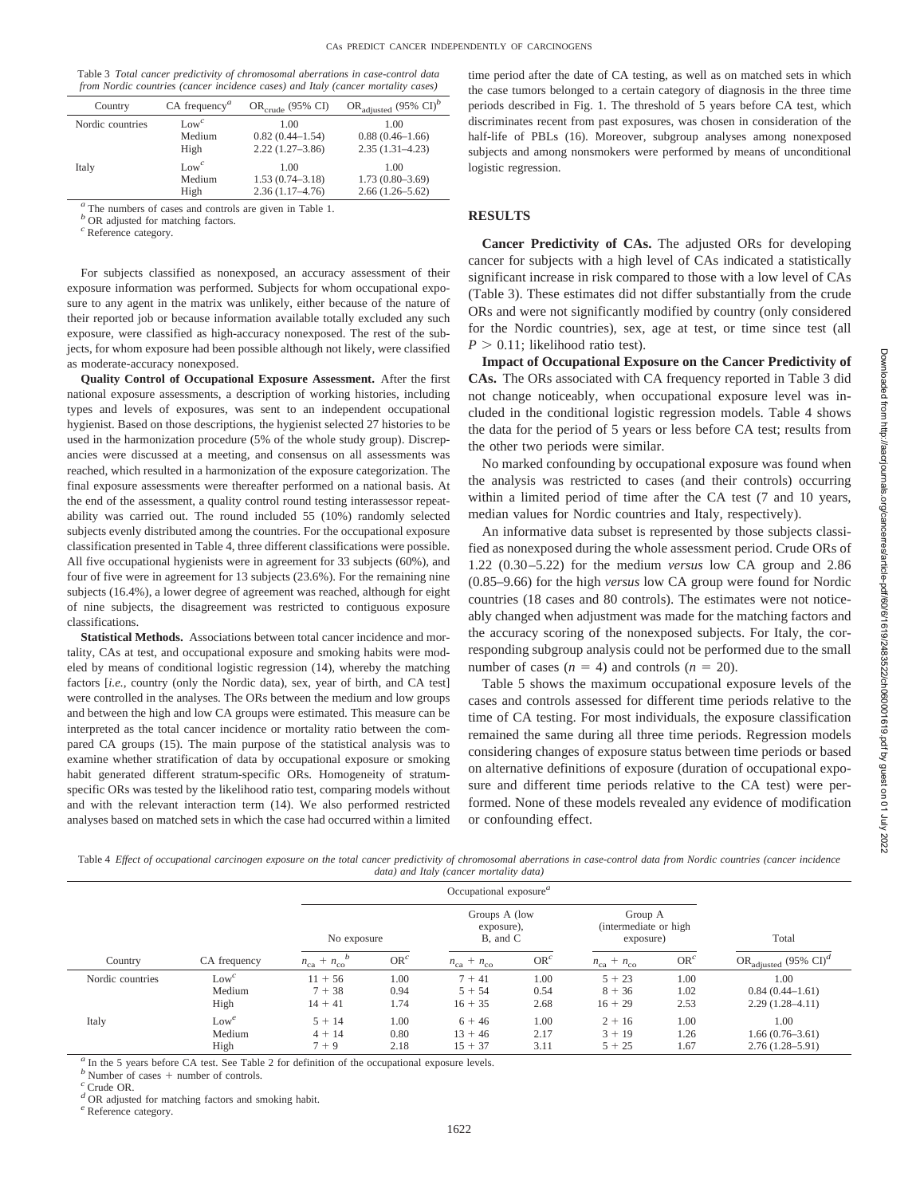Table 3 *Total cancer predictivity of chromosomal aberrations in case-control data from Nordic countries (cancer incidence cases) and Italy (cancer mortality cases)*

| Country | CA frequency[a] | $OR_{crude}$ (95% CI) | $OR_{adjusted}$ (95% CI)[b] |
|---|---|---|---|
| Nordic countries | Low[c] | 1.00 | 1.00 |
| | Medium | 0.82 (0.44–1.54) | 0.88 (0.46–1.66) |
| | High | 2.22 (1.27–3.86) | 2.35 (1.31–4.23) |
| Italy | Low[c] | 1.00 | 1.00 |
| | Medium | 1.53 (0.74–3.18) | 1.73 (0.80–3.69) |
| | High | 2.36 (1.17–4.76) | 2.66 (1.26–5.62) |

[a] The numbers of cases and controls are given in Table 1.
[b] OR adjusted for matching factors.
[c] Reference category.

For subjects classified as nonexposed, an accuracy assessment of their exposure information was performed. Subjects for whom occupational exposure to any agent in the matrix was unlikely, either because of the nature of their reported job or because information available totally excluded any such exposure, were classified as high-accuracy nonexposed. The rest of the subjects, for whom exposure had been possible although not likely, were classified as moderate-accuracy nonexposed.

**Quality Control of Occupational Exposure Assessment.** After the first national exposure assessments, a description of working histories, including types and levels of exposures, was sent to an independent occupational hygienist. Based on those descriptions, the hygienist selected 27 histories to be used in the harmonization procedure (5% of the whole study group). Discrepancies were discussed at a meeting, and consensus on all assessments was reached, which resulted in a harmonization of the exposure categorization. The final exposure assessments were thereafter performed on a national basis. At the end of the assessment, a quality control round testing interassessor repeatability was carried out. The round included 55 (10%) randomly selected subjects evenly distributed among the countries. For the occupational exposure classification presented in Table 4, three different classifications were possible. All five occupational hygienists were in agreement for 33 subjects (60%), and four of five were in agreement for 13 subjects (23.6%). For the remaining nine subjects (16.4%), a lower degree of agreement was reached, although for eight of nine subjects, the disagreement was restricted to contiguous exposure classifications.

**Statistical Methods.** Associations between total cancer incidence and mortality, CAs at test, and occupational exposure and smoking habits were modeled by means of conditional logistic regression (14), whereby the matching factors [*i.e.,* country (only the Nordic data), sex, year of birth, and CA test] were controlled in the analyses. The ORs between the medium and low groups and between the high and low CA groups were estimated. This measure can be interpreted as the total cancer incidence or mortality ratio between the compared CA groups (15). The main purpose of the statistical analysis was to examine whether stratification of data by occupational exposure or smoking habit generated different stratum-specific ORs. Homogeneity of stratum-specific ORs was tested by the likelihood ratio test, comparing models without and with the relevant interaction term (14). We also performed restricted analyses based on matched sets in which the case had occurred within a limited time period after the date of CA testing, as well as on matched sets in which the case tumors belonged to a certain category of diagnosis in the three time periods described in Fig. 1. The threshold of 5 years before CA test, which discriminates recent from past exposures, was chosen in consideration of the half-life of PBLs (16). Moreover, subgroup analyses among nonexposed subjects and among nonsmokers were performed by means of unconditional logistic regression.

## RESULTS

**Cancer Predictivity of CAs.** The adjusted ORs for developing cancer for subjects with a high level of CAs indicated a statistically significant increase in risk compared to those with a low level of CAs (Table 3). These estimates did not differ substantially from the crude ORs and were not significantly modified by country (only considered for the Nordic countries), sex, age at test, or time since test (all $P > 0.11$; likelihood ratio test).

**Impact of Occupational Exposure on the Cancer Predictivity of CAs.** The ORs associated with CA frequency reported in Table 3 did not change noticeably, when occupational exposure level was included in the conditional logistic regression models. Table 4 shows the data for the period of 5 years or less before CA test; results from the other two periods were similar.

No marked confounding by occupational exposure was found when the analysis was restricted to cases (and their controls) occurring within a limited period of time after the CA test (7 and 10 years, median values for Nordic countries and Italy, respectively).

An informative data subset is represented by those subjects classified as nonexposed during the whole assessment period. Crude ORs of 1.22 (0.30–5.22) for the medium *versus* low CA group and 2.86 (0.85–9.66) for the high *versus* low CA group were found for Nordic countries (18 cases and 80 controls). The estimates were not noticeably changed when adjustment was made for the matching factors and the accuracy scoring of the nonexposed subjects. For Italy, the corresponding subgroup analysis could not be performed due to the small number of cases ($n = 4$) and controls ($n = 20$).

Table 5 shows the maximum occupational exposure levels of the cases and controls assessed for different time periods relative to the time of CA testing. For most individuals, the exposure classification remained the same during all three time periods. Regression models considering changes of exposure status between time periods or based on alternative definitions of exposure (duration of occupational exposure and different time periods relative to the CA test) were performed. None of these models revealed any evidence of modification or confounding effect.

Table 4 *Effect of occupational carcinogen exposure on the total cancer predictivity of chromosomal aberrations in case-control data from Nordic countries (cancer incidence data) and Italy (cancer mortality data)*

| | | Occupational exposure[a] | | | | | | |
|---|---|---|---|---|---|---|---|---|
| | | No exposure | | Groups A (low exposure), B, and C | | Group A (intermediate or high exposure) | | Total |
| Country | CA frequency | $n_{ca} + n_{co}$[b] | OR[c] | $n_{ca} + n_{co}$ | OR[c] | $n_{ca} + n_{co}$ | OR[c] | $OR_{adjusted}$ (95% CI)[d] |
| Nordic countries | Low[c] | 11 + 56 | 1.00 | 7 + 41 | 1.00 | 5 + 23 | 1.00 | 1.00 |
| | Medium | 7 + 38 | 0.94 | 5 + 54 | 0.54 | 8 + 36 | 1.02 | 0.84 (0.44–1.61) |
| | High | 14 + 41 | 1.74 | 16 + 35 | 2.68 | 16 + 29 | 2.53 | 2.29 (1.28–4.11) |
| Italy | Low[e] | 5 + 14 | 1.00 | 6 + 46 | 1.00 | 2 + 16 | 1.00 | 1.00 |
| | Medium | 4 + 14 | 0.80 | 13 + 46 | 2.17 | 3 + 19 | 1.26 | 1.66 (0.76–3.61) |
| | High | 7 + 9 | 2.18 | 15 + 37 | 3.11 | 5 + 25 | 1.67 | 2.76 (1.28–5.91) |

[a] In the 5 years before CA test. See Table 2 for definition of the occupational exposure levels.
[b] Number of cases + number of controls.
[c] Crude OR.
[d] OR adjusted for matching factors and smoking habit.
[e] Reference category.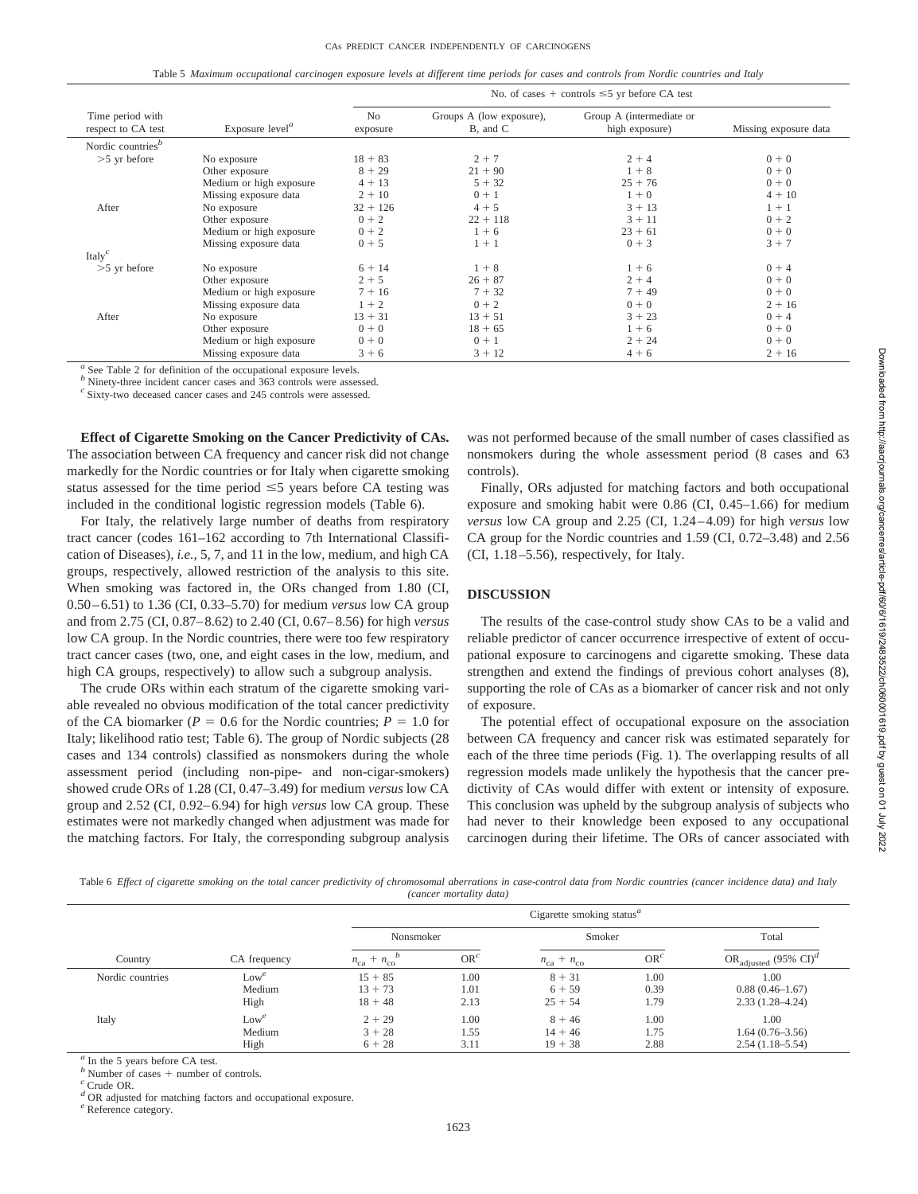Table 5 *Maximum occupational carcinogen exposure levels at different time periods for cases and controls from Nordic countries and Italy*

| Time period with respect to CA test | Exposure level[a] | No. of cases + controls ≤5 yr before CA test | | | |
|---|---|---|---|---|---|
| | | No exposure | Groups A (low exposure), B, and C | Group A (intermediate or high exposure) | Missing exposure data |
| Nordic countries[b] | | | | | |
| >5 yr before | No exposure | 18 + 83 | 2 + 7 | 2 + 4 | 0 + 0 |
| | Other exposure | 8 + 29 | 21 + 90 | 1 + 8 | 0 + 0 |
| | Medium or high exposure | 4 + 13 | 5 + 32 | 25 + 76 | 0 + 0 |
| | Missing exposure data | 2 + 10 | 0 + 1 | 1 + 0 | 4 + 10 |
| After | No exposure | 32 + 126 | 4 + 5 | 3 + 13 | 1 + 1 |
| | Other exposure | 0 + 2 | 22 + 118 | 3 + 11 | 0 + 2 |
| | Medium or high exposure | 0 + 2 | 1 + 6 | 23 + 61 | 0 + 0 |
| | Missing exposure data | 0 + 5 | 1 + 1 | 0 + 3 | 3 + 7 |
| Italy[c] | | | | | |
| >5 yr before | No exposure | 6 + 14 | 1 + 8 | 1 + 6 | 0 + 4 |
| | Other exposure | 2 + 5 | 26 + 87 | 2 + 4 | 0 + 0 |
| | Medium or high exposure | 7 + 16 | 7 + 32 | 7 + 49 | 0 + 0 |
| | Missing exposure data | 1 + 2 | 0 + 2 | 0 + 0 | 2 + 16 |
| After | No exposure | 13 + 31 | 13 + 51 | 3 + 23 | 0 + 4 |
| | Other exposure | 0 + 0 | 18 + 65 | 1 + 6 | 0 + 0 |
| | Medium or high exposure | 0 + 0 | 0 + 1 | 2 + 24 | 0 + 0 |
| | Missing exposure data | 3 + 6 | 3 + 12 | 4 + 6 | 2 + 16 |

[a] See Table 2 for definition of the occupational exposure levels.
[b] Ninety-three incident cancer cases and 363 controls were assessed.
[c] Sixty-two deceased cancer cases and 245 controls were assessed.

**Effect of Cigarette Smoking on the Cancer Predictivity of CAs.** The association between CA frequency and cancer risk did not change markedly for the Nordic countries or for Italy when cigarette smoking status assessed for the time period ≤5 years before CA testing was included in the conditional logistic regression models (Table 6).

For Italy, the relatively large number of deaths from respiratory tract cancer (codes 161–162 according to 7th International Classification of Diseases), *i.e.,* 5, 7, and 11 in the low, medium, and high CA groups, respectively, allowed restriction of the analysis to this site. When smoking was factored in, the ORs changed from 1.80 (CI, 0.50–6.51) to 1.36 (CI, 0.33–5.70) for medium *versus* low CA group and from 2.75 (CI, 0.87–8.62) to 2.40 (CI, 0.67–8.56) for high *versus* low CA group. In the Nordic countries, there were too few respiratory tract cancer cases (two, one, and eight cases in the low, medium, and high CA groups, respectively) to allow such a subgroup analysis.

The crude ORs within each stratum of the cigarette smoking variable revealed no obvious modification of the total cancer predictivity of the CA biomarker ($P = 0.6$ for the Nordic countries; $P = 1.0$ for Italy; likelihood ratio test; Table 6). The group of Nordic subjects (28 cases and 134 controls) classified as nonsmokers during the whole assessment period (including non-pipe- and non-cigar-smokers) showed crude ORs of 1.28 (CI, 0.47–3.49) for medium *versus* low CA group and 2.52 (CI, 0.92–6.94) for high *versus* low CA group. These estimates were not markedly changed when adjustment was made for the matching factors. For Italy, the corresponding subgroup analysis was not performed because of the small number of cases classified as nonsmokers during the whole assessment period (8 cases and 63 controls).

Finally, ORs adjusted for matching factors and both occupational exposure and smoking habit were 0.86 (CI, 0.45–1.66) for medium *versus* low CA group and 2.25 (CI, 1.24–4.09) for high *versus* low CA group for the Nordic countries and 1.59 (CI, 0.72–3.48) and 2.56 (CI, 1.18–5.56), respectively, for Italy.

## DISCUSSION

The results of the case-control study show CAs to be a valid and reliable predictor of cancer occurrence irrespective of extent of occupational exposure to carcinogens and cigarette smoking. These data strengthen and extend the findings of previous cohort analyses (8), supporting the role of CAs as a biomarker of cancer risk and not only of exposure.

The potential effect of occupational exposure on the association between CA frequency and cancer risk was estimated separately for each of the three time periods (Fig. 1). The overlapping results of all regression models made unlikely the hypothesis that the cancer predictivity of CAs would differ with extent or intensity of exposure. This conclusion was upheld by the subgroup analysis of subjects who had never to their knowledge been exposed to any occupational carcinogen during their lifetime. The ORs of cancer associated with

Table 6 *Effect of cigarette smoking on the total cancer predictivity of chromosomal aberrations in case-control data from Nordic countries (cancer incidence data) and Italy (cancer mortality data)*

| Country | CA frequency | Cigarette smoking status[a] | | | | |
|---|---|---|---|---|---|---|
| | | Nonsmoker | | Smoker | | Total |
| | | $n_{ca} + n_{co}$ [b] | OR[c] | $n_{ca} + n_{co}$ | OR[c] | $OR_{adjusted}$ (95% CI)[d] |
| Nordic countries | Low[e] | 15 + 85 | 1.00 | 8 + 31 | 1.00 | 1.00 |
| | Medium | 13 + 73 | 1.01 | 6 + 59 | 0.39 | 0.88 (0.46–1.67) |
| | High | 18 + 48 | 2.13 | 25 + 54 | 1.79 | 2.33 (1.28–4.24) |
| Italy | Low[e] | 2 + 29 | 1.00 | 8 + 46 | 1.00 | 1.00 |
| | Medium | 3 + 28 | 1.55 | 14 + 46 | 1.75 | 1.64 (0.76–3.56) |
| | High | 6 + 28 | 3.11 | 19 + 38 | 2.88 | 2.54 (1.18–5.54) |

[a] In the 5 years before CA test.
[b] Number of cases + number of controls.
[c] Crude OR.
[d] OR adjusted for matching factors and occupational exposure.
[e] Reference category.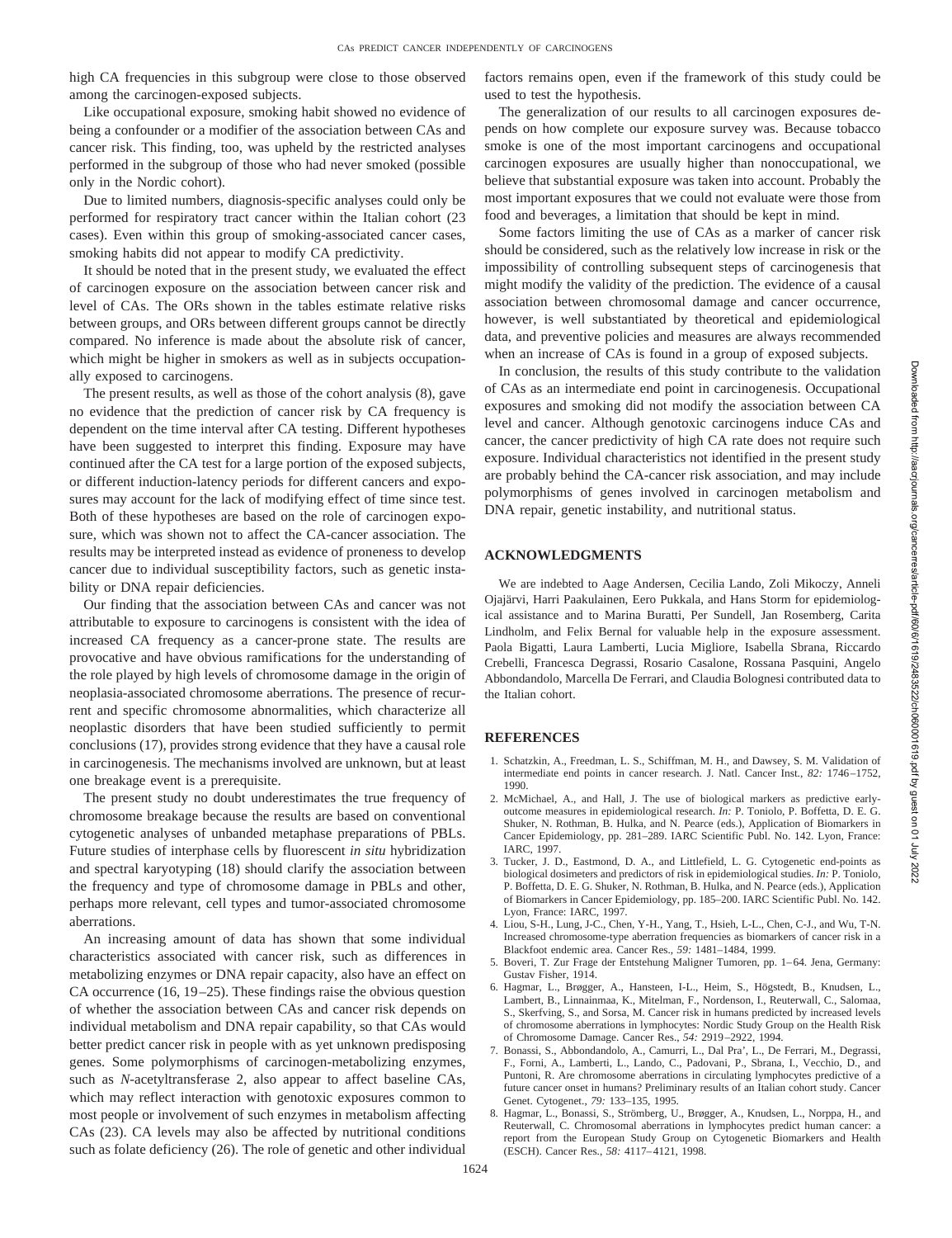high CA frequencies in this subgroup were close to those observed among the carcinogen-exposed subjects.

Like occupational exposure, smoking habit showed no evidence of being a confounder or a modifier of the association between CAs and cancer risk. This finding, too, was upheld by the restricted analyses performed in the subgroup of those who had never smoked (possible only in the Nordic cohort).

Due to limited numbers, diagnosis-specific analyses could only be performed for respiratory tract cancer within the Italian cohort (23 cases). Even within this group of smoking-associated cancer cases, smoking habits did not appear to modify CA predictivity.

It should be noted that in the present study, we evaluated the effect of carcinogen exposure on the association between cancer risk and level of CAs. The ORs shown in the tables estimate relative risks between groups, and ORs between different groups cannot be directly compared. No inference is made about the absolute risk of cancer, which might be higher in smokers as well as in subjects occupationally exposed to carcinogens.

The present results, as well as those of the cohort analysis (8), gave no evidence that the prediction of cancer risk by CA frequency is dependent on the time interval after CA testing. Different hypotheses have been suggested to interpret this finding. Exposure may have continued after the CA test for a large portion of the exposed subjects, or different induction-latency periods for different cancers and exposures may account for the lack of modifying effect of time since test. Both of these hypotheses are based on the role of carcinogen exposure, which was shown not to affect the CA-cancer association. The results may be interpreted instead as evidence of proneness to develop cancer due to individual susceptibility factors, such as genetic instability or DNA repair deficiencies.

Our finding that the association between CAs and cancer was not attributable to exposure to carcinogens is consistent with the idea of increased CA frequency as a cancer-prone state. The results are provocative and have obvious ramifications for the understanding of the role played by high levels of chromosome damage in the origin of neoplasia-associated chromosome aberrations. The presence of recurrent and specific chromosome abnormalities, which characterize all neoplastic disorders that have been studied sufficiently to permit conclusions (17), provides strong evidence that they have a causal role in carcinogenesis. The mechanisms involved are unknown, but at least one breakage event is a prerequisite.

The present study no doubt underestimates the true frequency of chromosome breakage because the results are based on conventional cytogenetic analyses of unbanded metaphase preparations of PBLs. Future studies of interphase cells by fluorescent *in situ* hybridization and spectral karyotyping (18) should clarify the association between the frequency and type of chromosome damage in PBLs and other, perhaps more relevant, cell types and tumor-associated chromosome aberrations.

An increasing amount of data has shown that some individual characteristics associated with cancer risk, such as differences in metabolizing enzymes or DNA repair capacity, also have an effect on CA occurrence (16, 19–25). These findings raise the obvious question of whether the association between CAs and cancer risk depends on individual metabolism and DNA repair capability, so that CAs would better predict cancer risk in people with as yet unknown predisposing genes. Some polymorphisms of carcinogen-metabolizing enzymes, such as *N*-acetyltransferase 2, also appear to affect baseline CAs, which may reflect interaction with genotoxic exposures common to most people or involvement of such enzymes in metabolism affecting CAs (23). CA levels may also be affected by nutritional conditions such as folate deficiency (26). The role of genetic and other individual factors remains open, even if the framework of this study could be used to test the hypothesis.

The generalization of our results to all carcinogen exposures depends on how complete our exposure survey was. Because tobacco smoke is one of the most important carcinogens and occupational carcinogen exposures are usually higher than nonoccupational, we believe that substantial exposure was taken into account. Probably the most important exposures that we could not evaluate were those from food and beverages, a limitation that should be kept in mind.

Some factors limiting the use of CAs as a marker of cancer risk should be considered, such as the relatively low increase in risk or the impossibility of controlling subsequent steps of carcinogenesis that might modify the validity of the prediction. The evidence of a causal association between chromosomal damage and cancer occurrence, however, is well substantiated by theoretical and epidemiological data, and preventive policies and measures are always recommended when an increase of CAs is found in a group of exposed subjects.

In conclusion, the results of this study contribute to the validation of CAs as an intermediate end point in carcinogenesis. Occupational exposures and smoking did not modify the association between CA level and cancer. Although genotoxic carcinogens induce CAs and cancer, the cancer predictivity of high CA rate does not require such exposure. Individual characteristics not identified in the present study are probably behind the CA-cancer risk association, and may include polymorphisms of genes involved in carcinogen metabolism and DNA repair, genetic instability, and nutritional status.

## ACKNOWLEDGMENTS

We are indebted to Aage Andersen, Cecilia Lando, Zoli Mikoczy, Anneli Ojajärvi, Harri Paakulainen, Eero Pukkala, and Hans Storm for epidemiological assistance and to Marina Buratti, Per Sundell, Jan Rosemberg, Carita Lindholm, and Felix Bernal for valuable help in the exposure assessment. Paola Bigatti, Laura Lamberti, Lucia Migliore, Isabella Sbrana, Riccardo Crebelli, Francesca Degrassi, Rosario Casalone, Rossana Pasquini, Angelo Abbondandolo, Marcella De Ferrari, and Claudia Bolognesi contributed data to the Italian cohort.

## REFERENCES

1. Schatzkin, A., Freedman, L. S., Schiffman, M. H., and Dawsey, S. M. Validation of intermediate end points in cancer research. J. Natl. Cancer Inst., *82:* 1746–1752, 1990.
2. McMichael, A., and Hall, J. The use of biological markers as predictive early-outcome measures in epidemiological research. *In:* P. Toniolo, P. Boffetta, D. E. G. Shuker, N. Rothman, B. Hulka, and N. Pearce (eds.), Application of Biomarkers in Cancer Epidemiology, pp. 281–289. IARC Scientific Publ. No. 142. Lyon, France: IARC, 1997.
3. Tucker, J. D., Eastmond, D. A., and Littlefield, L. G. Cytogenetic end-points as biological dosimeters and predictors of risk in epidemiological studies. *In:* P. Toniolo, P. Boffetta, D. E. G. Shuker, N. Rothman, B. Hulka, and N. Pearce (eds.), Application of Biomarkers in Cancer Epidemiology, pp. 185–200. IARC Scientific Publ. No. 142. Lyon, France: IARC, 1997.
4. Liou, S-H., Lung, J-C., Chen, Y-H., Yang, T., Hsieh, L-L., Chen, C-J., and Wu, T-N. Increased chromosome-type aberration frequencies as biomarkers of cancer risk in a Blackfoot endemic area. Cancer Res., *59:* 1481–1484, 1999.
5. Boveri, T. Zur Frage der Entstehung Maligner Tumoren, pp. 1–64. Jena, Germany: Gustav Fisher, 1914.
6. Hagmar, L., Brøgger, A., Hansteen, I-L., Heim, S., Högstedt, B., Knudsen, L., Lambert, B., Linnainmaa, K., Mitelman, F., Nordenson, I., Reuterwall, C., Salomaa, S., Skerfving, S., and Sorsa, M. Cancer risk in humans predicted by increased levels of chromosome aberrations in lymphocytes: Nordic Study Group on the Health Risk of Chromosome Damage. Cancer Res., *54:* 2919–2922, 1994.
7. Bonassi, S., Abbondandolo, A., Camurri, L., Dal Pra', L., De Ferrari, M., Degrassi, F., Forni, A., Lamberti, L., Lando, C., Padovani, P., Sbrana, I., Vecchio, D., and Puntoni, R. Are chromosome aberrations in circulating lymphocytes predictive of a future cancer onset in humans? Preliminary results of an Italian cohort study. Cancer Genet. Cytogenet., *79:* 133–135, 1995.
8. Hagmar, L., Bonassi, S., Strömberg, U., Brøgger, A., Knudsen, L., Norppa, H., and Reuterwall, C. Chromosomal aberrations in lymphocytes predict human cancer: a report from the European Study Group on Cytogenetic Biomarkers and Health (ESCH). Cancer Res., *58:* 4117–4121, 1998.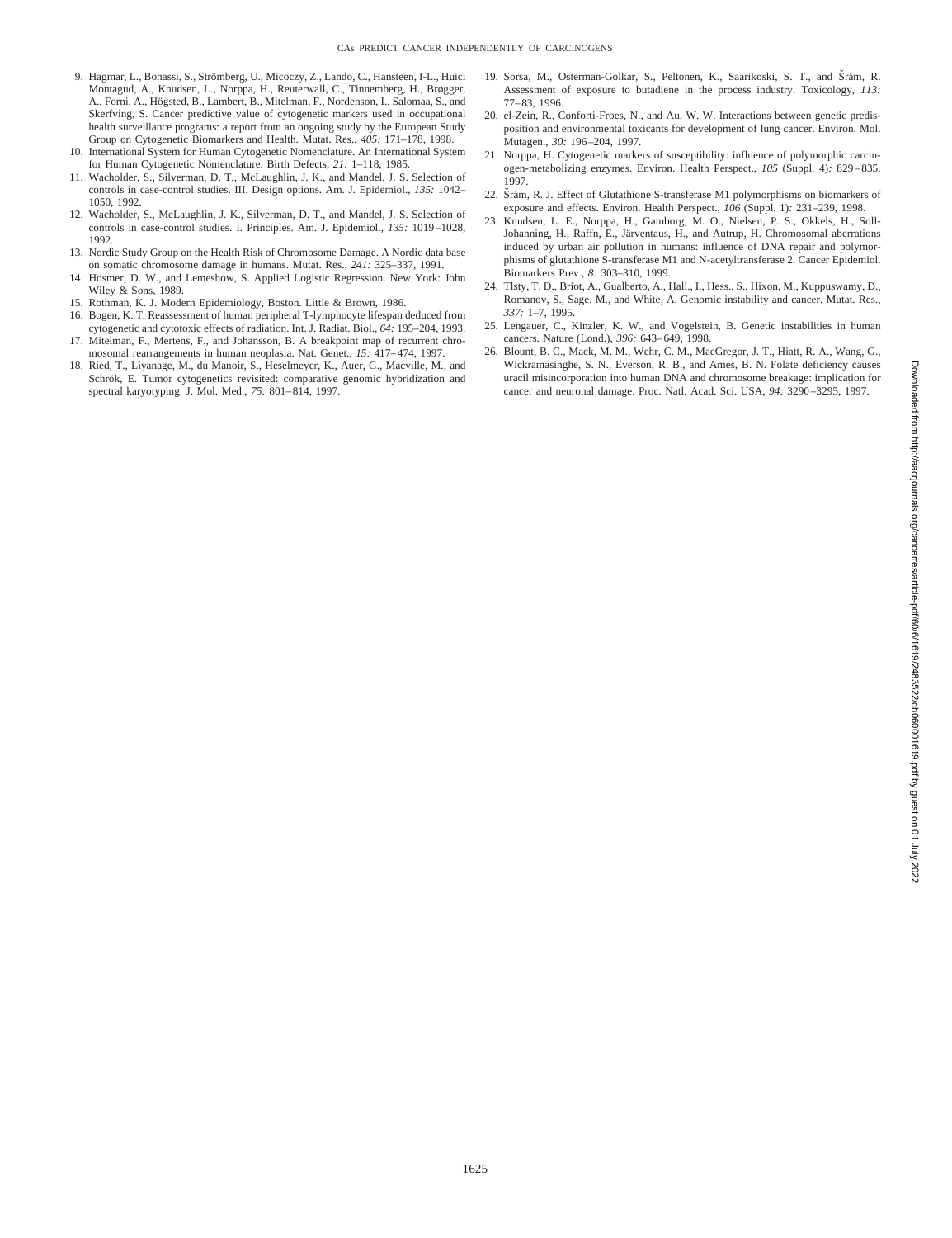9. Hagmar, L., Bonassi, S., Strömberg, U., Micoczy, Z., Lando, C., Hansteen, I-L., Huici Montagud, A., Knudsen, L., Norppa, H., Reuterwall, C., Tinnemberg, H., Brøgger, A., Forni, A., Högsted, B., Lambert, B., Mitelman, F., Nordenson, I., Salomaa, S., and Skerfving, S. Cancer predictive value of cytogenetic markers used in occupational health surveillance programs: a report from an ongoing study by the European Study Group on Cytogenetic Biomarkers and Health. Mutat. Res., *405:* 171–178, 1998.
10. International System for Human Cytogenetic Nomenclature. An International System for Human Cytogenetic Nomenclature. Birth Defects, *21:* 1–118, 1985.
11. Wacholder, S., Silverman, D. T., McLaughlin, J. K., and Mandel, J. S. Selection of controls in case-control studies. III. Design options. Am. J. Epidemiol., *135:* 1042–1050, 1992.
12. Wacholder, S., McLaughlin, J. K., Silverman, D. T., and Mandel, J. S. Selection of controls in case-control studies. I. Principles. Am. J. Epidemiol., *135:* 1019–1028, 1992.
13. Nordic Study Group on the Health Risk of Chromosome Damage. A Nordic data base on somatic chromosome damage in humans. Mutat. Res., *241:* 325–337, 1991.
14. Hosmer, D. W., and Lemeshow, S. Applied Logistic Regression. New York: John Wiley & Sons, 1989.
15. Rothman, K. J. Modern Epidemiology, Boston. Little & Brown, 1986.
16. Bogen, K. T. Reassessment of human peripheral T-lymphocyte lifespan deduced from cytogenetic and cytotoxic effects of radiation. Int. J. Radiat. Biol., *64:* 195–204, 1993.
17. Mitelman, F., Mertens, F., and Johansson, B. A breakpoint map of recurrent chromosomal rearrangements in human neoplasia. Nat. Genet., *15:* 417–474, 1997.
18. Ried, T., Liyanage, M., du Manoir, S., Heselmeyer, K., Auer, G., Macville, M., and Schrök, E. Tumor cytogenetics revisited: comparative genomic hybridization and spectral karyotyping. J. Mol. Med., *75:* 801–814, 1997.
19. Sorsa, M., Osterman-Golkar, S., Peltonen, K., Saarikoski, S. T., and Šrám, R. Assessment of exposure to butadiene in the process industry. Toxicology, *113:* 77–83, 1996.
20. el-Zein, R., Conforti-Froes, N., and Au, W. W. Interactions between genetic predisposition and environmental toxicants for development of lung cancer. Environ. Mol. Mutagen., *30:* 196–204, 1997.
21. Norppa, H. Cytogenetic markers of susceptibility: influence of polymorphic carcinogen-metabolizing enzymes. Environ. Health Perspect., *105* (Suppl. 4)*:* 829–835, 1997.
22. Šrám, R. J. Effect of Glutathione S-transferase M1 polymorphisms on biomarkers of exposure and effects. Environ. Health Perspect., *106* (Suppl. 1)*:* 231–239, 1998.
23. Knudsen, L. E., Norppa, H., Gamborg, M. O., Nielsen, P. S., Okkels, H., Soll-Johanning, H., Raffn, E., Järventaus, H., and Autrup, H. Chromosomal aberrations induced by urban air pollution in humans: influence of DNA repair and polymorphisms of glutathione S-transferase M1 and N-acetyltransferase 2. Cancer Epidemiol. Biomarkers Prev., *8:* 303–310, 1999.
24. Tlsty, T. D., Briot, A., Gualberto, A., Hall., I., Hess., S., Hixon, M., Kuppuswamy, D., Romanov, S., Sage. M., and White, A. Genomic instability and cancer. Mutat. Res., *337:* 1–7, 1995.
25. Lengauer, C., Kinzler, K. W., and Vogelstein, B. Genetic instabilities in human cancers. Nature (Lond.), *396:* 643–649, 1998.
26. Blount, B. C., Mack, M. M., Wehr, C. M., MacGregor, J. T., Hiatt, R. A., Wang, G., Wickramasinghe, S. N., Everson, R. B., and Ames, B. N. Folate deficiency causes uracil misincorporation into human DNA and chromosome breakage: implication for cancer and neuronal damage. Proc. Natl. Acad. Sci. USA, *94:* 3290–3295, 1997.